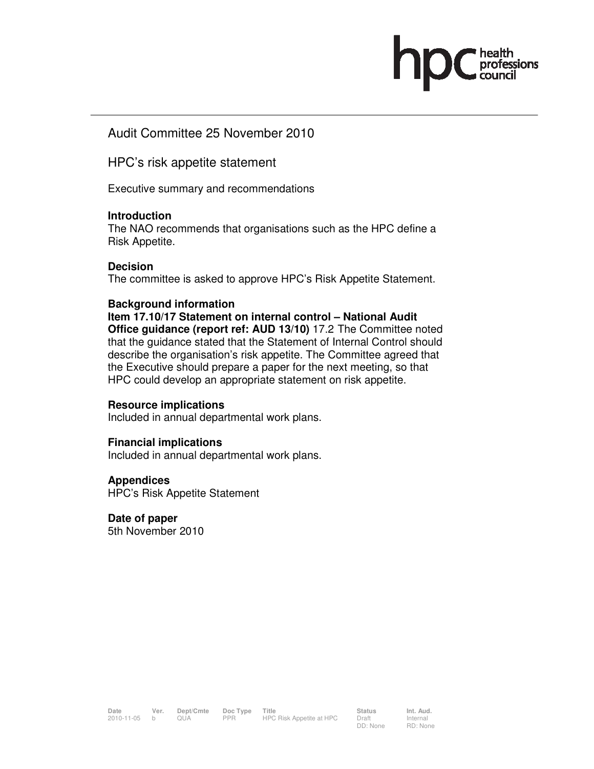# Audit Committee 25 November 2010

## HPC's risk appetite statement

Executive summary and recommendations

**Introduction**
The NAO recommends that organisations such as the HPC define a Risk Appetite.

**Decision**
The committee is asked to approve HPC's Risk Appetite Statement.

**Background information**
**Item 17.10/17 Statement on internal control – National Audit Office guidance (report ref: AUD 13/10)** 17.2 The Committee noted that the guidance stated that the Statement of Internal Control should describe the organisation's risk appetite. The Committee agreed that the Executive should prepare a paper for the next meeting, so that HPC could develop an appropriate statement on risk appetite.

**Resource implications**
Included in annual departmental work plans.

**Financial implications**
Included in annual departmental work plans.

**Appendices**
HPC's Risk Appetite Statement

**Date of paper**
5th November 2010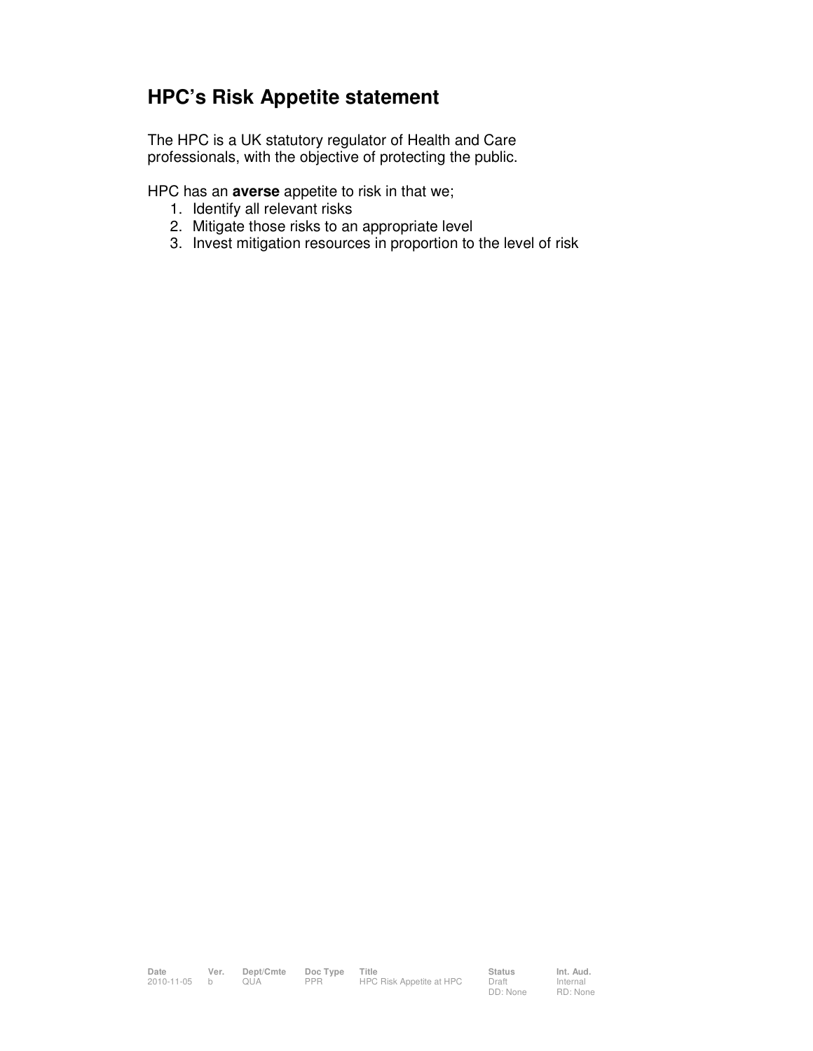# HPC's Risk Appetite statement

The HPC is a UK statutory regulator of Health and Care professionals, with the objective of protecting the public.

HPC has an **averse** appetite to risk in that we;

1. Identify all relevant risks
2. Mitigate those risks to an appropriate level
3. Invest mitigation resources in proportion to the level of risk